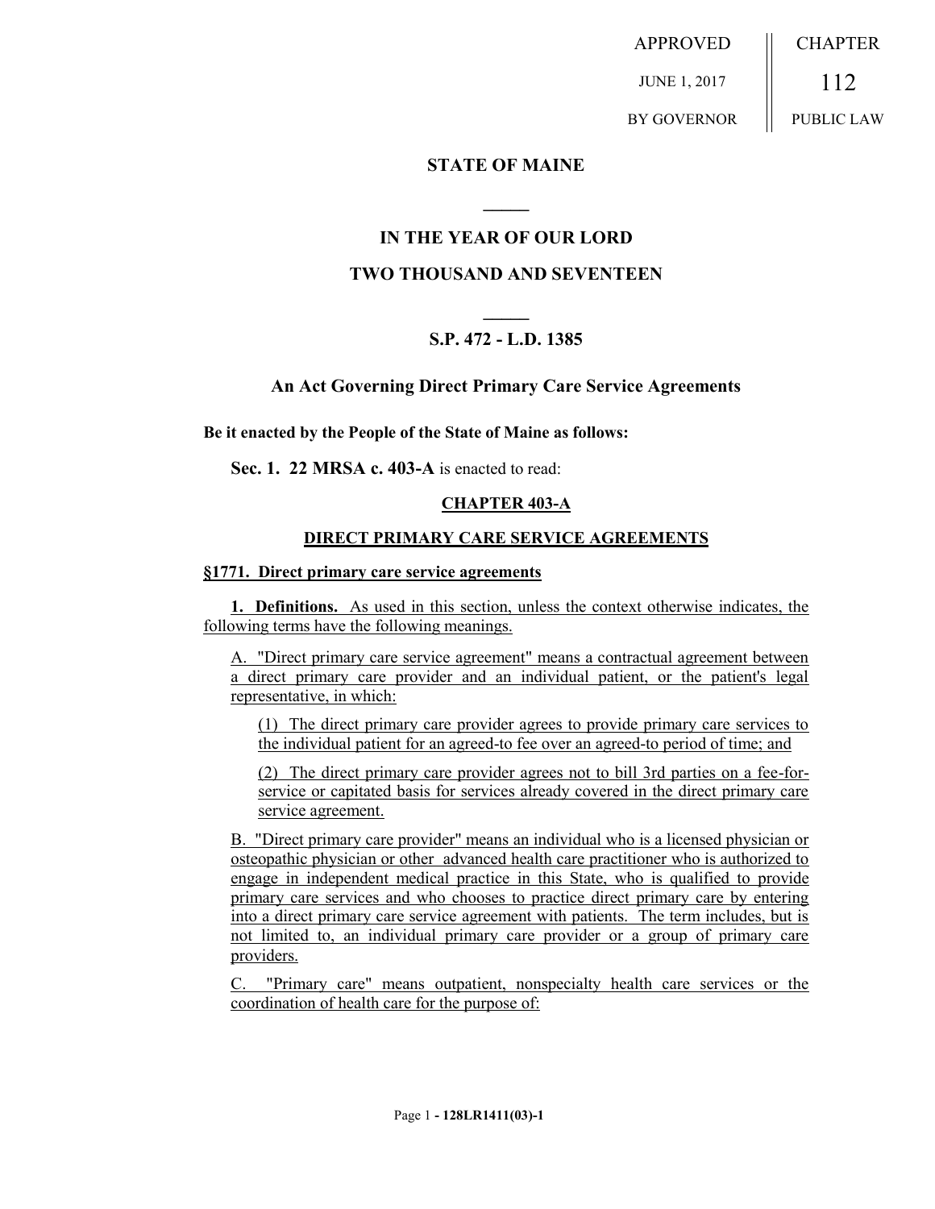APPROVED

JUNE 1, 2017

BY GOVERNOR

CHAPTER

112

PUBLIC LAW

**STATE OF MAINE**

**IN THE YEAR OF OUR LORD**

**TWO THOUSAND AND SEVENTEEN**

**S.P. 472 - L.D. 1385**

**An Act Governing Direct Primary Care Service Agreements**

**Be it enacted by the People of the State of Maine as follows:**

**Sec. 1. 22 MRSA c. 403-A** is enacted to read:

**CHAPTER 403-A**

**DIRECT PRIMARY CARE SERVICE AGREEMENTS**

**§1771. Direct primary care service agreements**

**1. Definitions.** As used in this section, unless the context otherwise indicates, the following terms have the following meanings.

A. "Direct primary care service agreement" means a contractual agreement between a direct primary care provider and an individual patient, or the patient's legal representative, in which:

(1) The direct primary care provider agrees to provide primary care services to the individual patient for an agreed-to fee over an agreed-to period of time; and

(2) The direct primary care provider agrees not to bill 3rd parties on a fee-for-service or capitated basis for services already covered in the direct primary care service agreement.

B. "Direct primary care provider" means an individual who is a licensed physician or osteopathic physician or other advanced health care practitioner who is authorized to engage in independent medical practice in this State, who is qualified to provide primary care services and who chooses to practice direct primary care by entering into a direct primary care service agreement with patients. The term includes, but is not limited to, an individual primary care provider or a group of primary care providers.

C. "Primary care" means outpatient, nonspecialty health care services or the coordination of health care for the purpose of: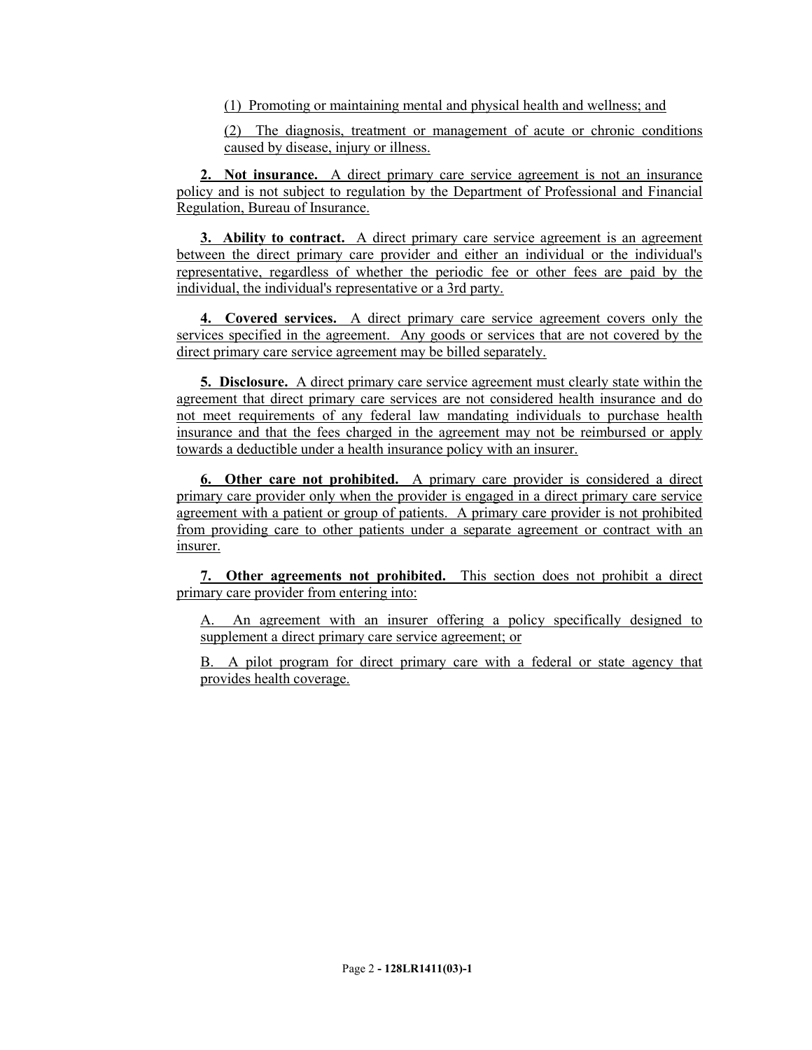(1) Promoting or maintaining mental and physical health and wellness; and

(2) The diagnosis, treatment or management of acute or chronic conditions caused by disease, injury or illness.

**2. Not insurance.** A direct primary care service agreement is not an insurance policy and is not subject to regulation by the Department of Professional and Financial Regulation, Bureau of Insurance.

**3. Ability to contract.** A direct primary care service agreement is an agreement between the direct primary care provider and either an individual or the individual's representative, regardless of whether the periodic fee or other fees are paid by the individual, the individual's representative or a 3rd party.

**4. Covered services.** A direct primary care service agreement covers only the services specified in the agreement. Any goods or services that are not covered by the direct primary care service agreement may be billed separately.

**5. Disclosure.** A direct primary care service agreement must clearly state within the agreement that direct primary care services are not considered health insurance and do not meet requirements of any federal law mandating individuals to purchase health insurance and that the fees charged in the agreement may not be reimbursed or apply towards a deductible under a health insurance policy with an insurer.

**6. Other care not prohibited.** A primary care provider is considered a direct primary care provider only when the provider is engaged in a direct primary care service agreement with a patient or group of patients. A primary care provider is not prohibited from providing care to other patients under a separate agreement or contract with an insurer.

**7. Other agreements not prohibited.** This section does not prohibit a direct primary care provider from entering into:

A. An agreement with an insurer offering a policy specifically designed to supplement a direct primary care service agreement; or

B. A pilot program for direct primary care with a federal or state agency that provides health coverage.